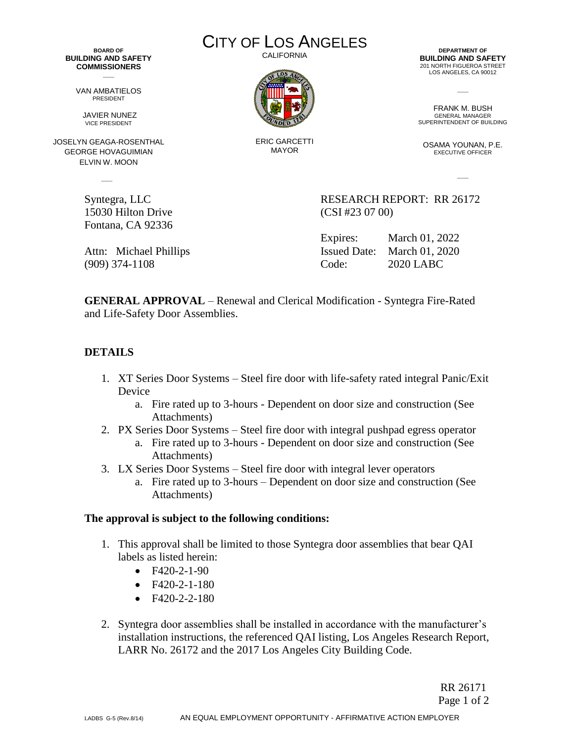**BOARD OF BUILDING AND SAFETY COMMISSIONERS**

VAN AMBATIELOS
PRESIDENT

JAVIER NUNEZ
VICE PRESIDENT

JOSELYN GEAGA-ROSENTHAL
GEORGE HOVAGUIMIAN
ELVIN W. MOON

# CITY OF LOS ANGELES

CALIFORNIA

ERIC GARCETTI
MAYOR

**DEPARTMENT OF BUILDING AND SAFETY**
201 NORTH FIGUEROA STREET
LOS ANGELES, CA 90012

FRANK M. BUSH
GENERAL MANAGER
SUPERINTENDENT OF BUILDING

OSAMA YOUNAN, P.E.
EXECUTIVE OFFICER

Syntegra, LLC
15030 Hilton Drive
Fontana, CA 92336

Attn: Michael Phillips
(909) 374-1108

RESEARCH REPORT: RR 26172
(CSI #23 07 00)

Expires: March 01, 2022
Issued Date: March 01, 2020
Code: 2020 LABC

**GENERAL APPROVAL** – Renewal and Clerical Modification - Syntegra Fire-Rated and Life-Safety Door Assemblies.

## DETAILS

1. XT Series Door Systems – Steel fire door with life-safety rated integral Panic/Exit Device
   a. Fire rated up to 3-hours - Dependent on door size and construction (See Attachments)
2. PX Series Door Systems – Steel fire door with integral pushpad egress operator
   a. Fire rated up to 3-hours - Dependent on door size and construction (See Attachments)
3. LX Series Door Systems – Steel fire door with integral lever operators
   a. Fire rated up to 3-hours – Dependent on door size and construction (See Attachments)

**The approval is subject to the following conditions:**

1. This approval shall be limited to those Syntegra door assemblies that bear QAI labels as listed herein:
   - F420-2-1-90
   - F420-2-1-180
   - F420-2-2-180

2. Syntegra door assemblies shall be installed in accordance with the manufacturer's installation instructions, the referenced QAI listing, Los Angeles Research Report, LARR No. 26172 and the 2017 Los Angeles City Building Code.

RR 26171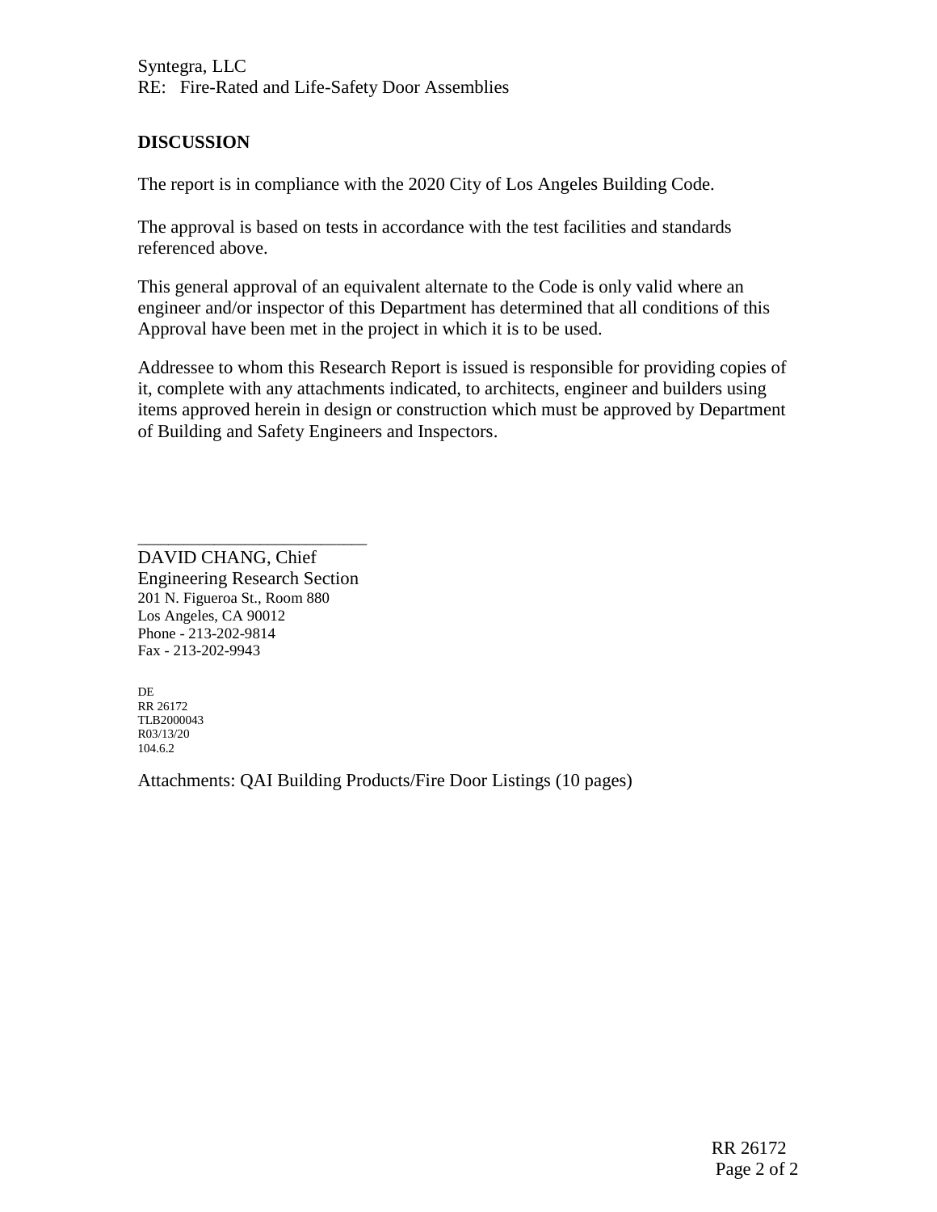Syntegra, LLC
RE: Fire-Rated and Life-Safety Door Assemblies

**DISCUSSION**

The report is in compliance with the 2020 City of Los Angeles Building Code.

The approval is based on tests in accordance with the test facilities and standards referenced above.

This general approval of an equivalent alternate to the Code is only valid where an engineer and/or inspector of this Department has determined that all conditions of this Approval have been met in the project in which it is to be used.

Addressee to whom this Research Report is issued is responsible for providing copies of it, complete with any attachments indicated, to architects, engineer and builders using items approved herein in design or construction which must be approved by Department of Building and Safety Engineers and Inspectors.

\_\_\_\_\_\_\_\_\_\_\_\_\_\_\_\_\_\_\_\_\_\_\_\_\_\_

DAVID CHANG, Chief
Engineering Research Section
201 N. Figueroa St., Room 880
Los Angeles, CA 90012
Phone - 213-202-9814
Fax - 213-202-9943

DE
RR 26172
TLB2000043
R03/13/20
104.6.2

Attachments: QAI Building Products/Fire Door Listings (10 pages)